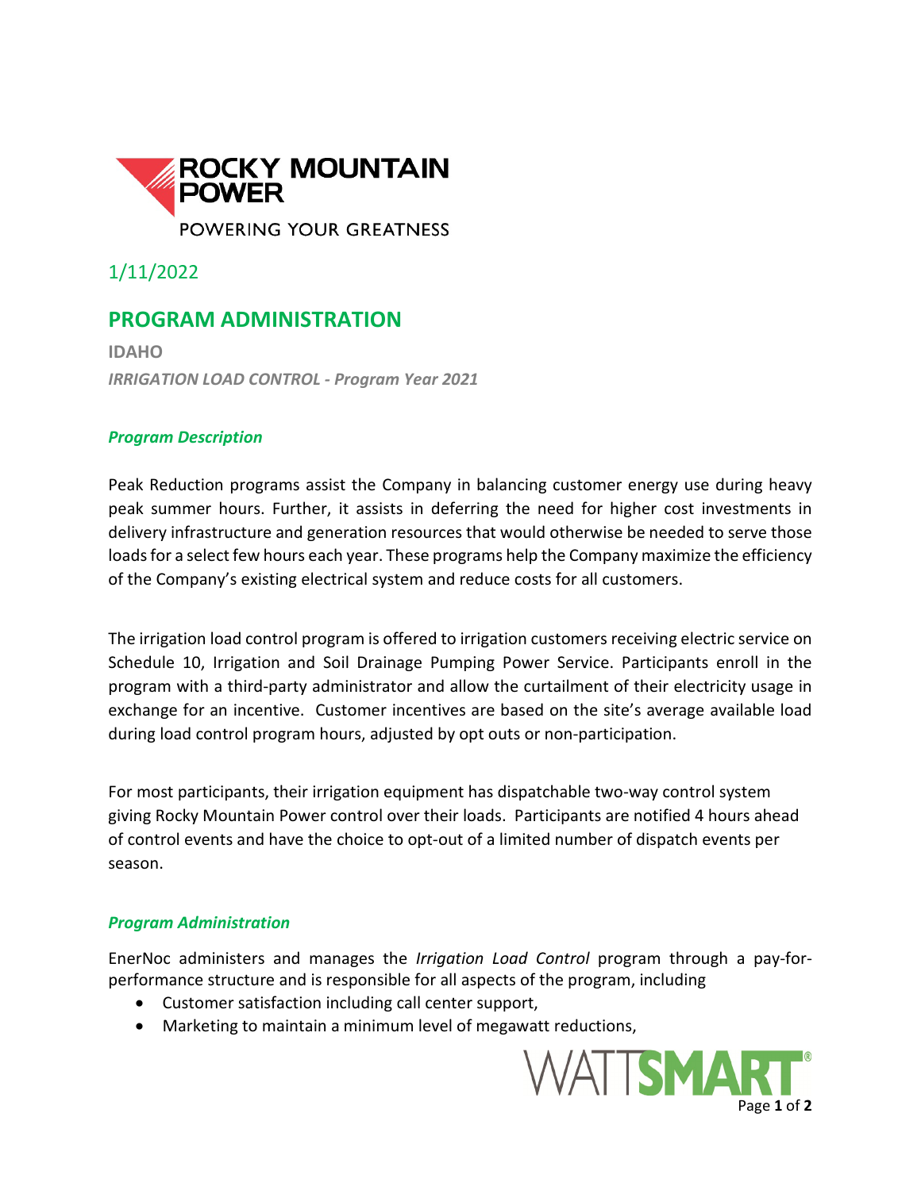ROCKY MOUNTAIN POWER

POWERING YOUR GREATNESS

1/11/2022

# PROGRAM ADMINISTRATION

**IDAHO**

***IRRIGATION LOAD CONTROL - Program Year 2021***

### *Program Description*

Peak Reduction programs assist the Company in balancing customer energy use during heavy peak summer hours. Further, it assists in deferring the need for higher cost investments in delivery infrastructure and generation resources that would otherwise be needed to serve those loads for a select few hours each year. These programs help the Company maximize the efficiency of the Company's existing electrical system and reduce costs for all customers.

The irrigation load control program is offered to irrigation customers receiving electric service on Schedule 10, Irrigation and Soil Drainage Pumping Power Service. Participants enroll in the program with a third-party administrator and allow the curtailment of their electricity usage in exchange for an incentive. Customer incentives are based on the site's average available load during load control program hours, adjusted by opt outs or non-participation.

For most participants, their irrigation equipment has dispatchable two-way control system giving Rocky Mountain Power control over their loads. Participants are notified 4 hours ahead of control events and have the choice to opt-out of a limited number of dispatch events per season.

### *Program Administration*

EnerNoc administers and manages the *Irrigation Load Control* program through a pay-for-performance structure and is responsible for all aspects of the program, including

- Customer satisfaction including call center support,
- Marketing to maintain a minimum level of megawatt reductions,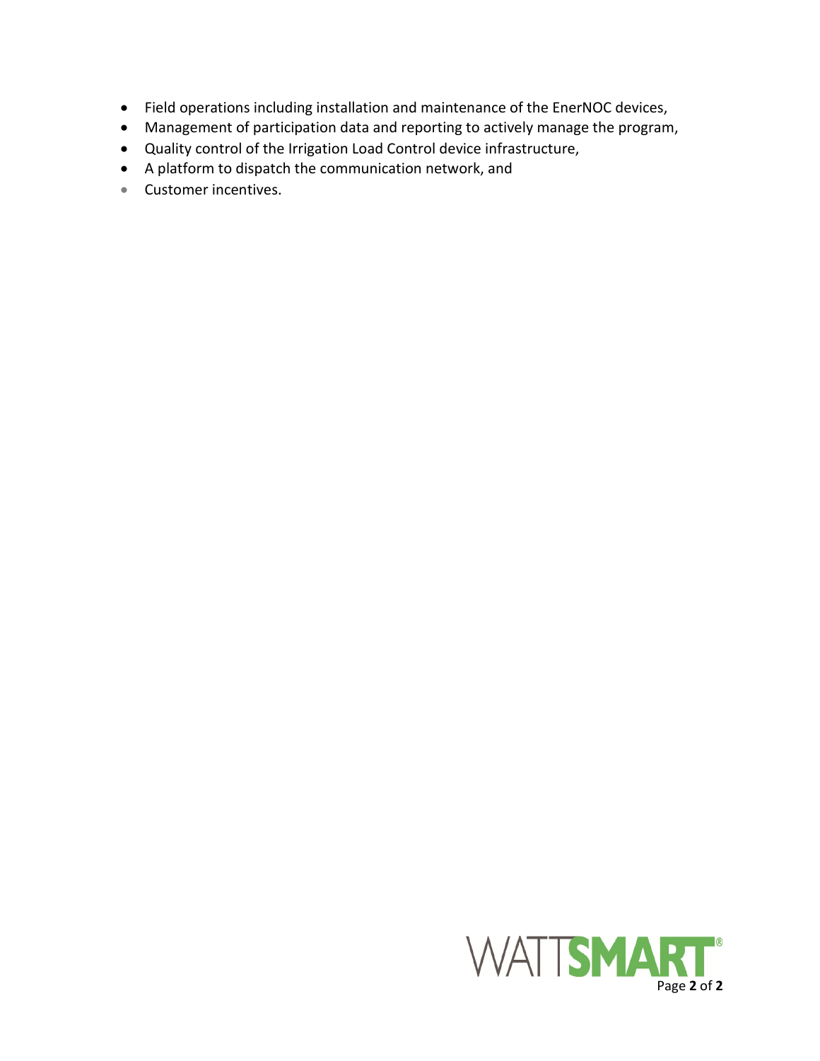- Field operations including installation and maintenance of the EnerNOC devices,
- Management of participation data and reporting to actively manage the program,
- Quality control of the Irrigation Load Control device infrastructure,
- A platform to dispatch the communication network, and
- Customer incentives.